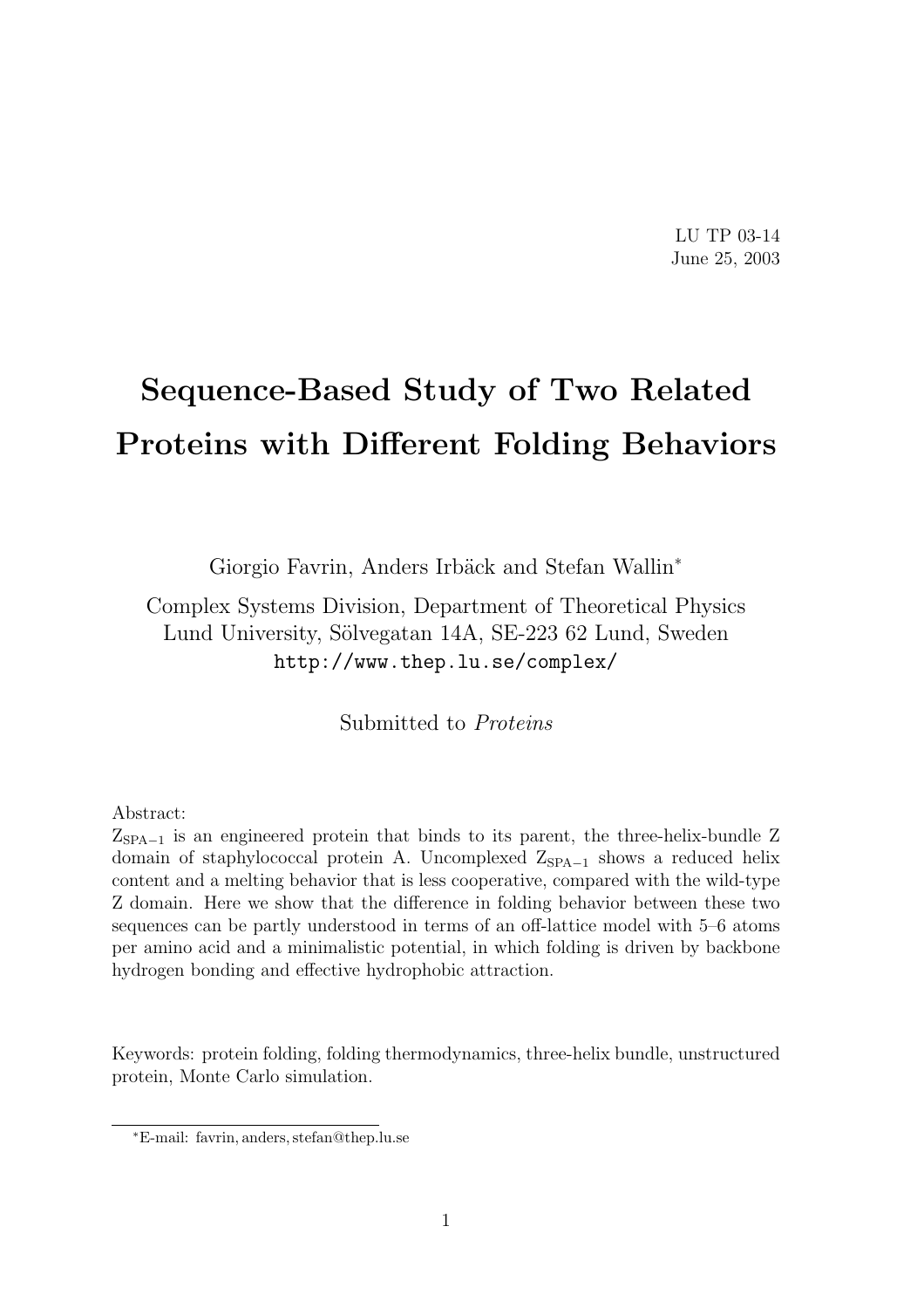LU TP 03-14
June 25, 2003

# Sequence-Based Study of Two Related Proteins with Different Folding Behaviors

Giorgio Favrin, Anders Irbäck and Stefan Wallin*

Complex Systems Division, Department of Theoretical Physics
Lund University, Sölvegatan 14A, SE-223 62 Lund, Sweden
http://www.thep.lu.se/complex/

Submitted to *Proteins*

Abstract:
$Z_{SPA-1}$ is an engineered protein that binds to its parent, the three-helix-bundle Z domain of staphylococcal protein A. Uncomplexed $Z_{SPA-1}$ shows a reduced helix content and a melting behavior that is less cooperative, compared with the wild-type Z domain. Here we show that the difference in folding behavior between these two sequences can be partly understood in terms of an off-lattice model with 5–6 atoms per amino acid and a minimalistic potential, in which folding is driven by backbone hydrogen bonding and effective hydrophobic attraction.

Keywords: protein folding, folding thermodynamics, three-helix bundle, unstructured protein, Monte Carlo simulation.

*E-mail: favrin, anders, stefan@thep.lu.se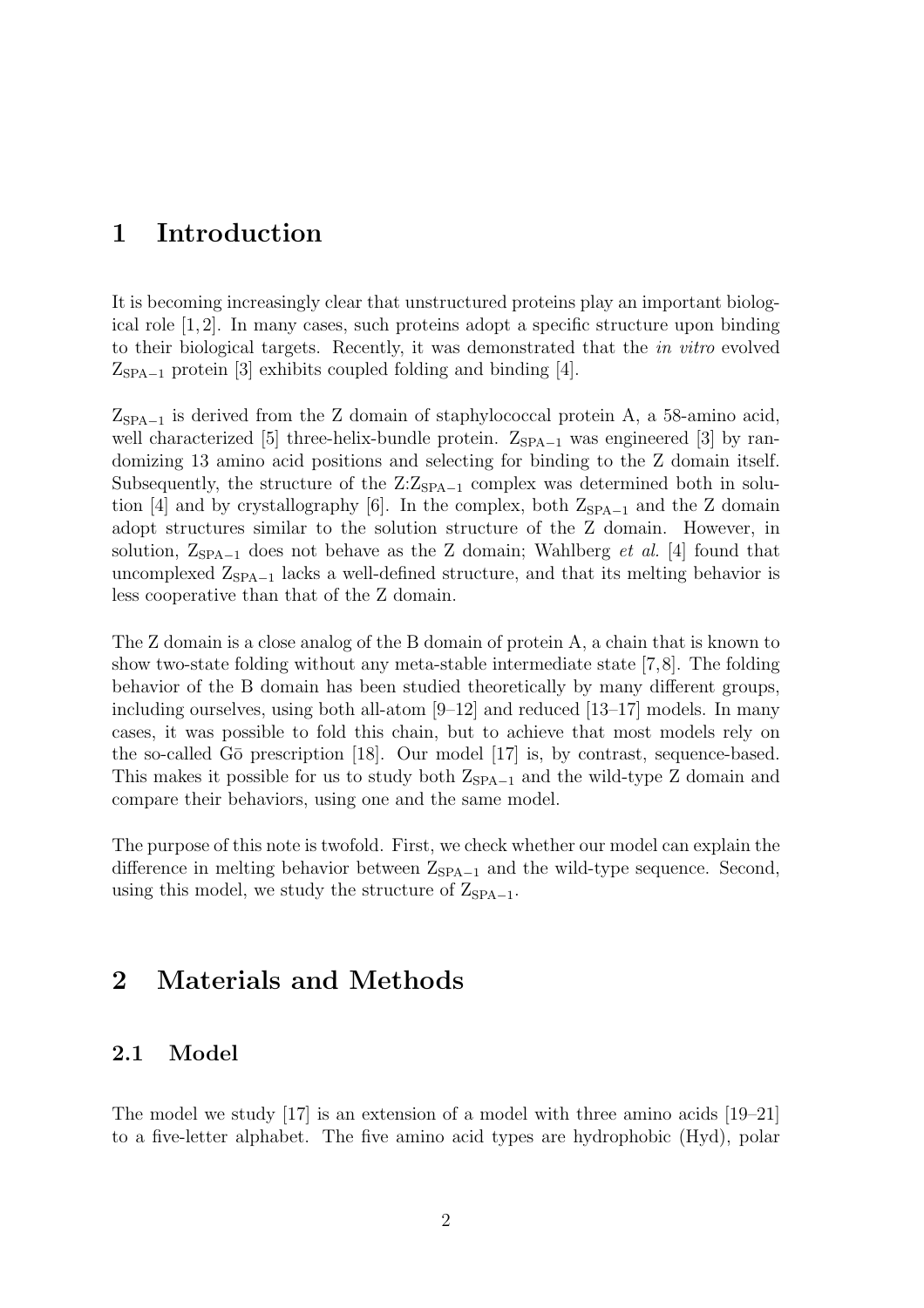# 1 Introduction

It is becoming increasingly clear that unstructured proteins play an important biological role [1, 2]. In many cases, such proteins adopt a specific structure upon binding to their biological targets. Recently, it was demonstrated that the *in vitro* evolved $Z_{SPA-1}$ protein [3] exhibits coupled folding and binding [4].

$Z_{SPA-1}$ is derived from the Z domain of staphylococcal protein A, a 58-amino acid, well characterized [5] three-helix-bundle protein. $Z_{SPA-1}$ was engineered [3] by randomizing 13 amino acid positions and selecting for binding to the Z domain itself. Subsequently, the structure of the Z:$Z_{SPA-1}$ complex was determined both in solution [4] and by crystallography [6]. In the complex, both $Z_{SPA-1}$ and the Z domain adopt structures similar to the solution structure of the Z domain. However, in solution, $Z_{SPA-1}$ does not behave as the Z domain; Wahlberg *et al.* [4] found that uncomplexed $Z_{SPA-1}$ lacks a well-defined structure, and that its melting behavior is less cooperative than that of the Z domain.

The Z domain is a close analog of the B domain of protein A, a chain that is known to show two-state folding without any meta-stable intermediate state [7, 8]. The folding behavior of the B domain has been studied theoretically by many different groups, including ourselves, using both all-atom [9–12] and reduced [13–17] models. In many cases, it was possible to fold this chain, but to achieve that most models rely on the so-called Gō prescription [18]. Our model [17] is, by contrast, sequence-based. This makes it possible for us to study both $Z_{SPA-1}$ and the wild-type Z domain and compare their behaviors, using one and the same model.

The purpose of this note is twofold. First, we check whether our model can explain the difference in melting behavior between $Z_{SPA-1}$ and the wild-type sequence. Second, using this model, we study the structure of $Z_{SPA-1}$.

# 2 Materials and Methods

## 2.1 Model

The model we study [17] is an extension of a model with three amino acids [19–21] to a five-letter alphabet. The five amino acid types are hydrophobic (Hyd), polar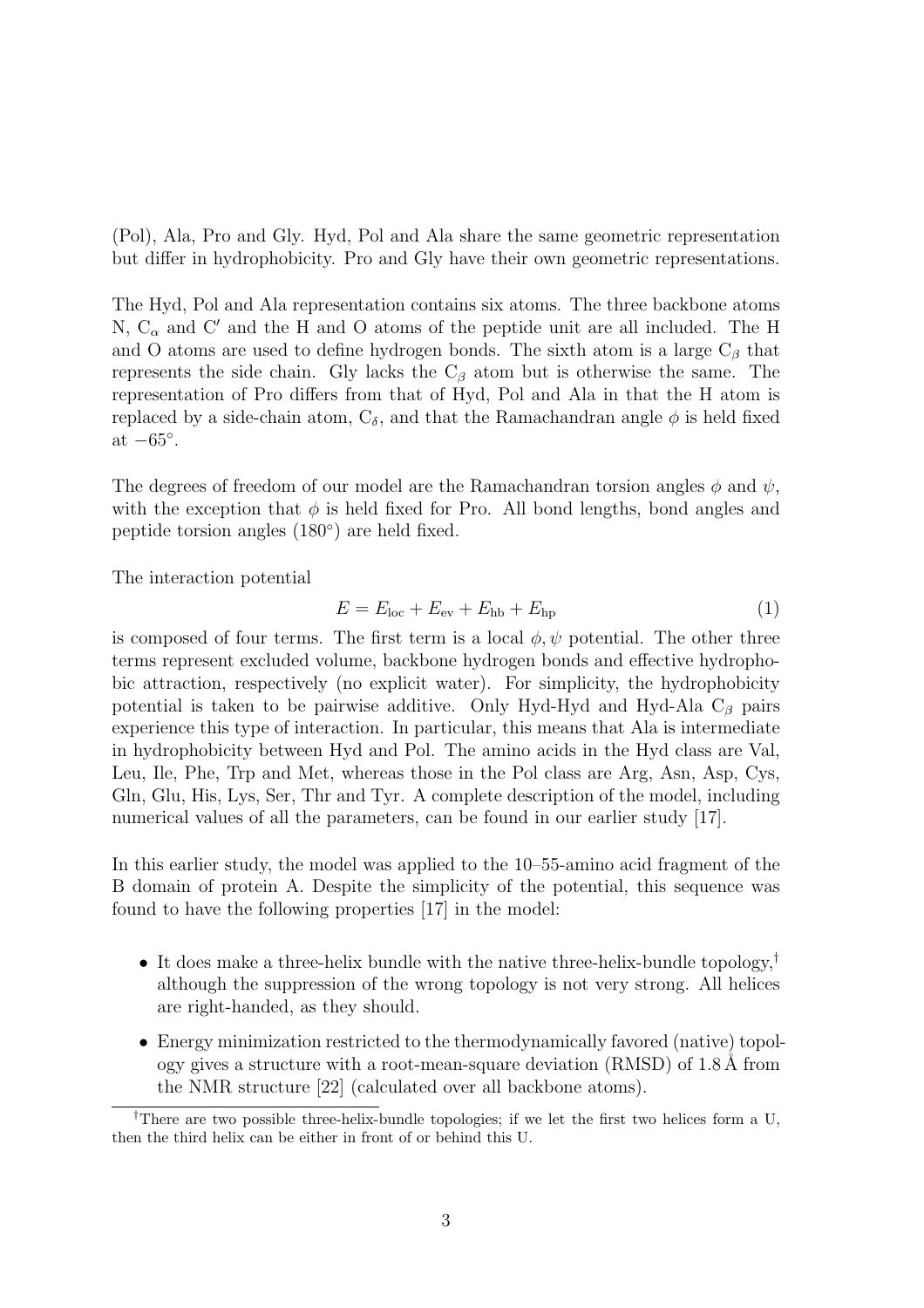(Pol), Ala, Pro and Gly. Hyd, Pol and Ala share the same geometric representation but differ in hydrophobicity. Pro and Gly have their own geometric representations.

The Hyd, Pol and Ala representation contains six atoms. The three backbone atoms N, $C_\alpha$ and C′ and the H and O atoms of the peptide unit are all included. The H and O atoms are used to define hydrogen bonds. The sixth atom is a large $C_\beta$ that represents the side chain. Gly lacks the $C_\beta$ atom but is otherwise the same. The representation of Pro differs from that of Hyd, Pol and Ala in that the H atom is replaced by a side-chain atom, $C_\delta$, and that the Ramachandran angle $\phi$ is held fixed at $-65^\circ$.

The degrees of freedom of our model are the Ramachandran torsion angles $\phi$ and $\psi$, with the exception that $\phi$ is held fixed for Pro. All bond lengths, bond angles and peptide torsion angles ($180^\circ$) are held fixed.

The interaction potential

$$E = E_{\text{loc}} + E_{\text{ev}} + E_{\text{hb}} + E_{\text{hp}} \tag{1}$$

is composed of four terms. The first term is a local $\phi, \psi$ potential. The other three terms represent excluded volume, backbone hydrogen bonds and effective hydrophobic attraction, respectively (no explicit water). For simplicity, the hydrophobicity potential is taken to be pairwise additive. Only Hyd-Hyd and Hyd-Ala $C_\beta$ pairs experience this type of interaction. In particular, this means that Ala is intermediate in hydrophobicity between Hyd and Pol. The amino acids in the Hyd class are Val, Leu, Ile, Phe, Trp and Met, whereas those in the Pol class are Arg, Asn, Asp, Cys, Gln, Glu, His, Lys, Ser, Thr and Tyr. A complete description of the model, including numerical values of all the parameters, can be found in our earlier study [17].

In this earlier study, the model was applied to the 10–55-amino acid fragment of the B domain of protein A. Despite the simplicity of the potential, this sequence was found to have the following properties [17] in the model:

- It does make a three-helix bundle with the native three-helix-bundle topology,[†] although the suppression of the wrong topology is not very strong. All helices are right-handed, as they should.
- Energy minimization restricted to the thermodynamically favored (native) topology gives a structure with a root-mean-square deviation (RMSD) of 1.8 Å from the NMR structure [22] (calculated over all backbone atoms).

[†] There are two possible three-helix-bundle topologies; if we let the first two helices form a U, then the third helix can be either in front of or behind this U.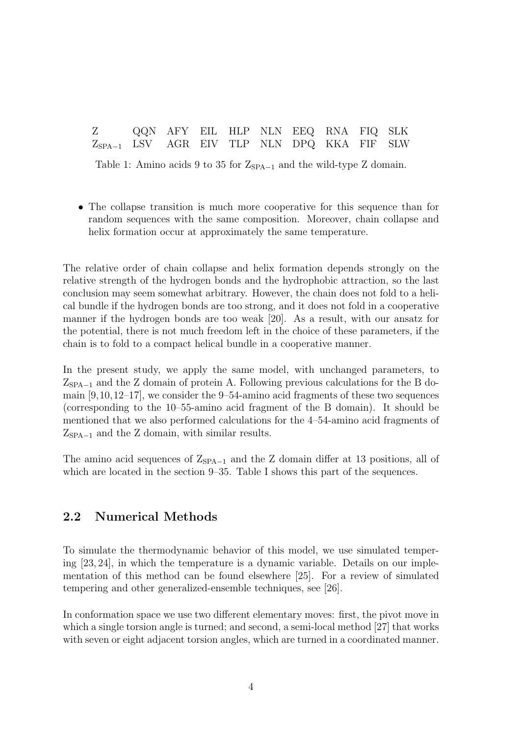| | | | | | | | | | |
|---|---|---|---|---|---|---|---|---|---|
| Z | QQN | AFY | EIL | HLP | NLN | EEQ | RNA | FIQ | SLK |
| $Z_{SPA-1}$ | LSV | AGR | EIV | TLP | NLN | DPQ | KKA | FIF | SLW |

Table 1: Amino acids 9 to 35 for $Z_{SPA-1}$ and the wild-type Z domain.

- The collapse transition is much more cooperative for this sequence than for random sequences with the same composition. Moreover, chain collapse and helix formation occur at approximately the same temperature.

The relative order of chain collapse and helix formation depends strongly on the relative strength of the hydrogen bonds and the hydrophobic attraction, so the last conclusion may seem somewhat arbitrary. However, the chain does not fold to a helical bundle if the hydrogen bonds are too strong, and it does not fold in a cooperative manner if the hydrogen bonds are too weak [20]. As a result, with our ansatz for the potential, there is not much freedom left in the choice of these parameters, if the chain is to fold to a compact helical bundle in a cooperative manner.

In the present study, we apply the same model, with unchanged parameters, to $Z_{SPA-1}$ and the Z domain of protein A. Following previous calculations for the B domain [9,10,12–17], we consider the 9–54-amino acid fragments of these two sequences (corresponding to the 10–55-amino acid fragment of the B domain). It should be mentioned that we also performed calculations for the 4–54-amino acid fragments of $Z_{SPA-1}$ and the Z domain, with similar results.

The amino acid sequences of $Z_{SPA-1}$ and the Z domain differ at 13 positions, all of which are located in the section 9–35. Table I shows this part of the sequences.

## 2.2 Numerical Methods

To simulate the thermodynamic behavior of this model, we use simulated tempering [23, 24], in which the temperature is a dynamic variable. Details on our implementation of this method can be found elsewhere [25]. For a review of simulated tempering and other generalized-ensemble techniques, see [26].

In conformation space we use two different elementary moves: first, the pivot move in which a single torsion angle is turned; and second, a semi-local method [27] that works with seven or eight adjacent torsion angles, which are turned in a coordinated manner.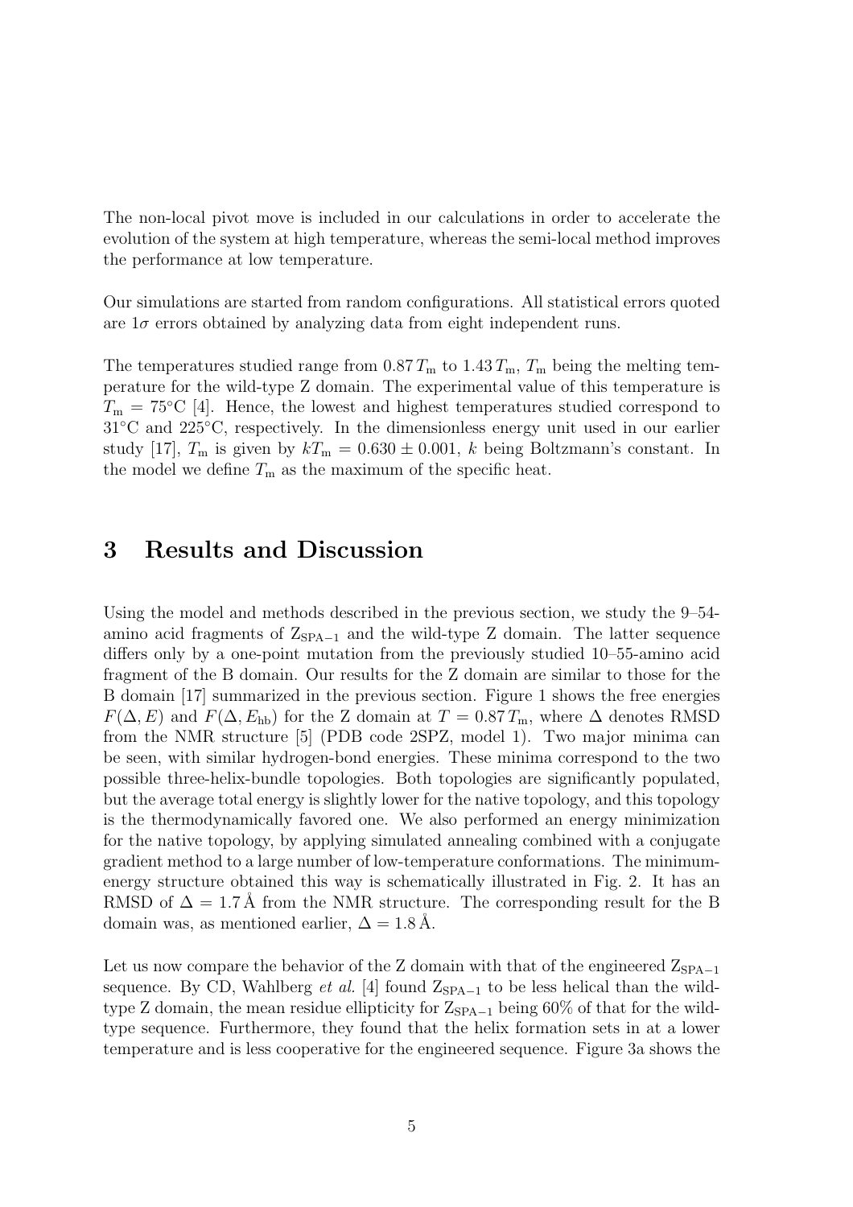The non-local pivot move is included in our calculations in order to accelerate the evolution of the system at high temperature, whereas the semi-local method improves the performance at low temperature.

Our simulations are started from random configurations. All statistical errors quoted are $1\sigma$ errors obtained by analyzing data from eight independent runs.

The temperatures studied range from $0.87\,T_\mathrm{m}$ to $1.43\,T_\mathrm{m}$, $T_\mathrm{m}$ being the melting temperature for the wild-type Z domain. The experimental value of this temperature is $T_\mathrm{m} = 75°\mathrm{C}$ [4]. Hence, the lowest and highest temperatures studied correspond to $31°\mathrm{C}$ and $225°\mathrm{C}$, respectively. In the dimensionless energy unit used in our earlier study [17], $T_\mathrm{m}$ is given by $kT_\mathrm{m} = 0.630 \pm 0.001$, $k$ being Boltzmann's constant. In the model we define $T_\mathrm{m}$ as the maximum of the specific heat.

# 3 Results and Discussion

Using the model and methods described in the previous section, we study the 9–54-amino acid fragments of $\mathrm{Z}_{\mathrm{SPA-1}}$ and the wild-type Z domain. The latter sequence differs only by a one-point mutation from the previously studied 10–55-amino acid fragment of the B domain. Our results for the Z domain are similar to those for the B domain [17] summarized in the previous section. Figure 1 shows the free energies $F(\Delta, E)$ and $F(\Delta, E_\mathrm{hb})$ for the Z domain at $T = 0.87\,T_\mathrm{m}$, where $\Delta$ denotes RMSD from the NMR structure [5] (PDB code 2SPZ, model 1). Two major minima can be seen, with similar hydrogen-bond energies. These minima correspond to the two possible three-helix-bundle topologies. Both topologies are significantly populated, but the average total energy is slightly lower for the native topology, and this topology is the thermodynamically favored one. We also performed an energy minimization for the native topology, by applying simulated annealing combined with a conjugate gradient method to a large number of low-temperature conformations. The minimum-energy structure obtained this way is schematically illustrated in Fig. 2. It has an RMSD of $\Delta = 1.7\,\text{Å}$ from the NMR structure. The corresponding result for the B domain was, as mentioned earlier, $\Delta = 1.8\,\text{Å}$.

Let us now compare the behavior of the Z domain with that of the engineered $\mathrm{Z}_{\mathrm{SPA-1}}$ sequence. By CD, Wahlberg *et al.* [4] found $\mathrm{Z}_{\mathrm{SPA-1}}$ to be less helical than the wild-type Z domain, the mean residue ellipticity for $\mathrm{Z}_{\mathrm{SPA-1}}$ being 60% of that for the wild-type sequence. Furthermore, they found that the helix formation sets in at a lower temperature and is less cooperative for the engineered sequence. Figure 3a shows the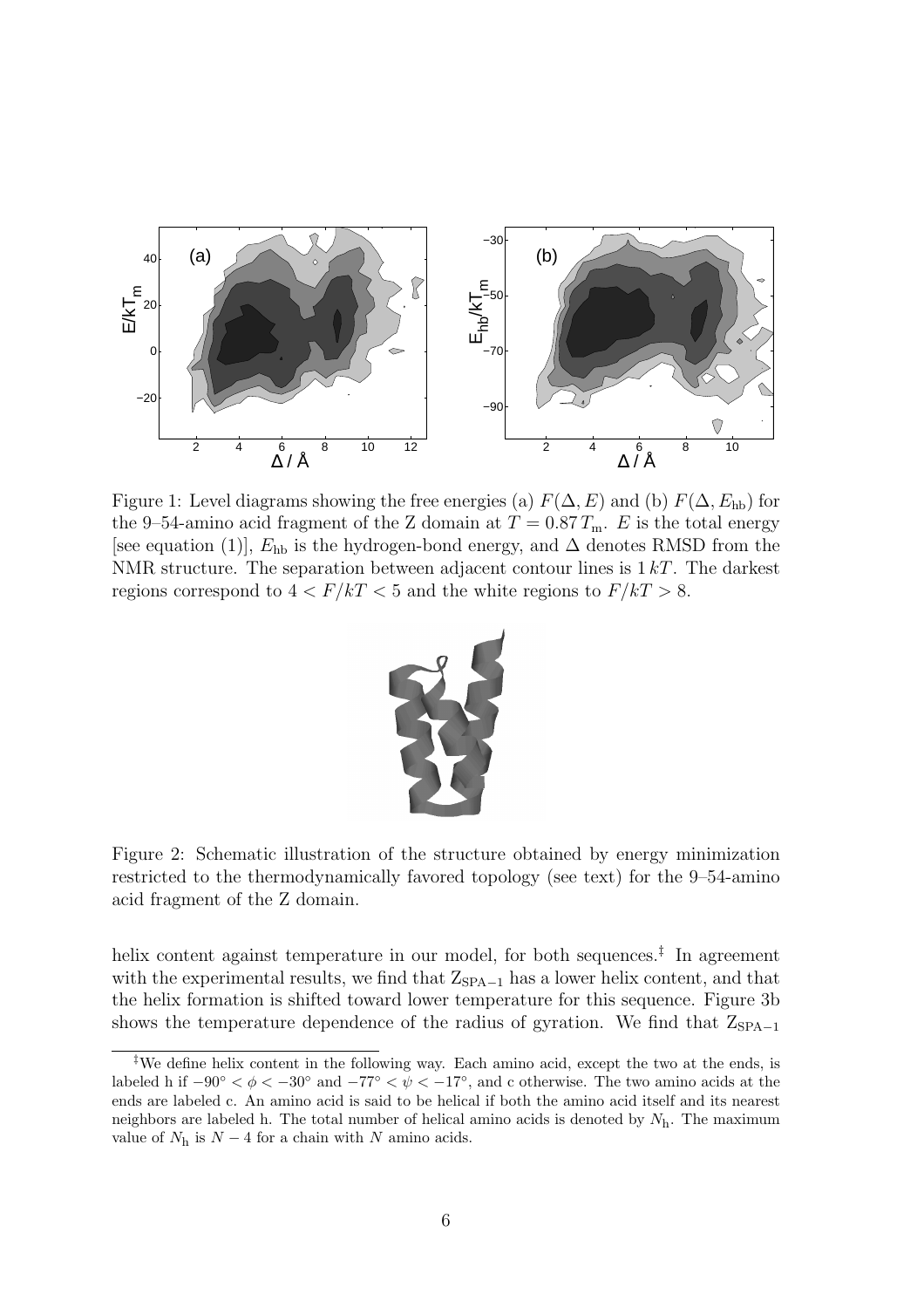Figure 1: Level diagrams showing the free energies (a) $F(\Delta, E)$ and (b) $F(\Delta, E_{\mathrm{hb}})$ for the 9–54-amino acid fragment of the Z domain at $T = 0.87\,T_{\mathrm{m}}$. $E$ is the total energy [see equation (1)], $E_{\mathrm{hb}}$ is the hydrogen-bond energy, and $\Delta$ denotes RMSD from the NMR structure. The separation between adjacent contour lines is $1\,kT$. The darkest regions correspond to $4 < F/kT < 5$ and the white regions to $F/kT > 8$.

Figure 2: Schematic illustration of the structure obtained by energy minimization restricted to the thermodynamically favored topology (see text) for the 9–54-amino acid fragment of the Z domain.

helix content against temperature in our model, for both sequences.[‡] In agreement with the experimental results, we find that $\mathrm{Z_{SPA-1}}$ has a lower helix content, and that the helix formation is shifted toward lower temperature for this sequence. Figure 3b shows the temperature dependence of the radius of gyration. We find that $\mathrm{Z_{SPA-1}}$

---

[‡] We define helix content in the following way. Each amino acid, except the two at the ends, is labeled h if $-90^\circ < \phi < -30^\circ$ and $-77^\circ < \psi < -17^\circ$, and c otherwise. The two amino acids at the ends are labeled c. An amino acid is said to be helical if both the amino acid itself and its nearest neighbors are labeled h. The total number of helical amino acids is denoted by $N_{\mathrm{h}}$. The maximum value of $N_{\mathrm{h}}$ is $N - 4$ for a chain with $N$ amino acids.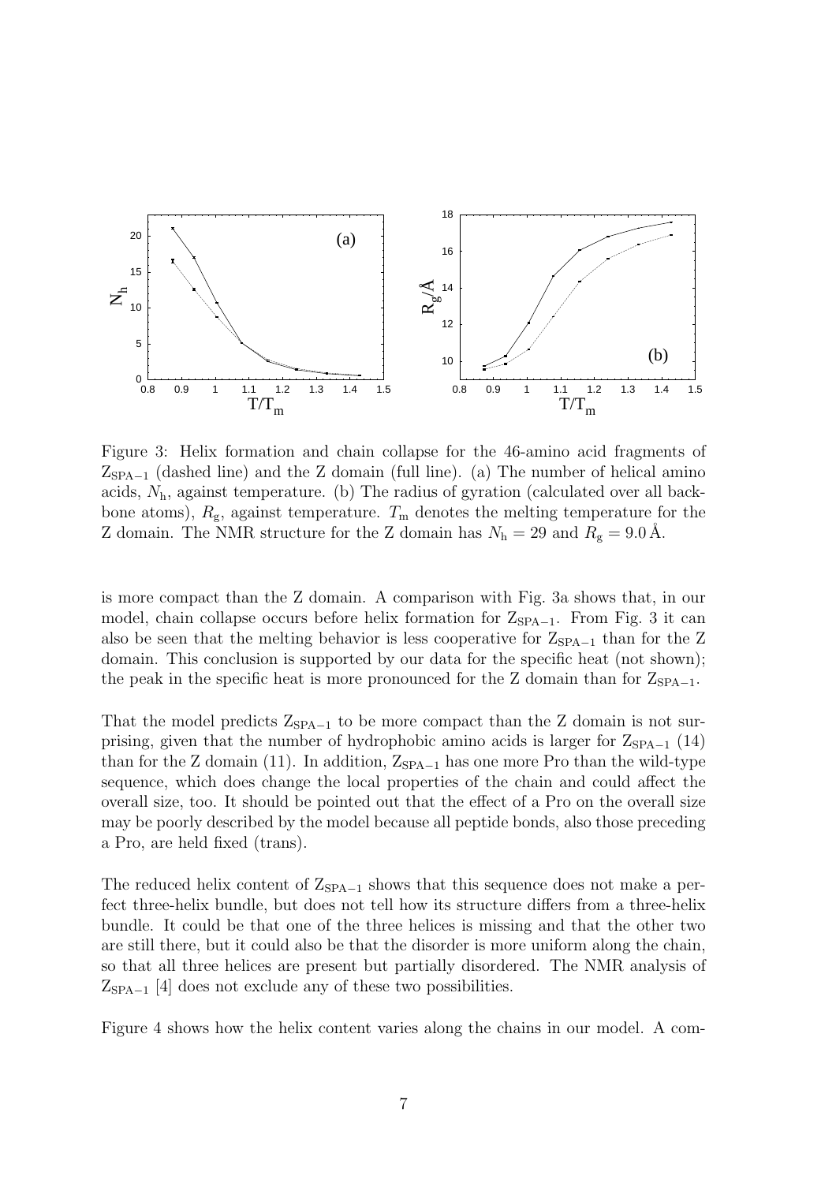Figure 3: Helix formation and chain collapse for the 46-amino acid fragments of $Z_{SPA-1}$ (dashed line) and the Z domain (full line). (a) The number of helical amino acids, $N_h$, against temperature. (b) The radius of gyration (calculated over all backbone atoms), $R_g$, against temperature. $T_m$ denotes the melting temperature for the Z domain. The NMR structure for the Z domain has $N_h = 29$ and $R_g = 9.0$ Å.

is more compact than the Z domain. A comparison with Fig. 3a shows that, in our model, chain collapse occurs before helix formation for $Z_{SPA-1}$. From Fig. 3 it can also be seen that the melting behavior is less cooperative for $Z_{SPA-1}$ than for the Z domain. This conclusion is supported by our data for the specific heat (not shown); the peak in the specific heat is more pronounced for the Z domain than for $Z_{SPA-1}$.

That the model predicts $Z_{SPA-1}$ to be more compact than the Z domain is not surprising, given that the number of hydrophobic amino acids is larger for $Z_{SPA-1}$ (14) than for the Z domain (11). In addition, $Z_{SPA-1}$ has one more Pro than the wild-type sequence, which does change the local properties of the chain and could affect the overall size, too. It should be pointed out that the effect of a Pro on the overall size may be poorly described by the model because all peptide bonds, also those preceding a Pro, are held fixed (trans).

The reduced helix content of $Z_{SPA-1}$ shows that this sequence does not make a perfect three-helix bundle, but does not tell how its structure differs from a three-helix bundle. It could be that one of the three helices is missing and that the other two are still there, but it could also be that the disorder is more uniform along the chain, so that all three helices are present but partially disordered. The NMR analysis of $Z_{SPA-1}$ [4] does not exclude any of these two possibilities.

Figure 4 shows how the helix content varies along the chains in our model. A com-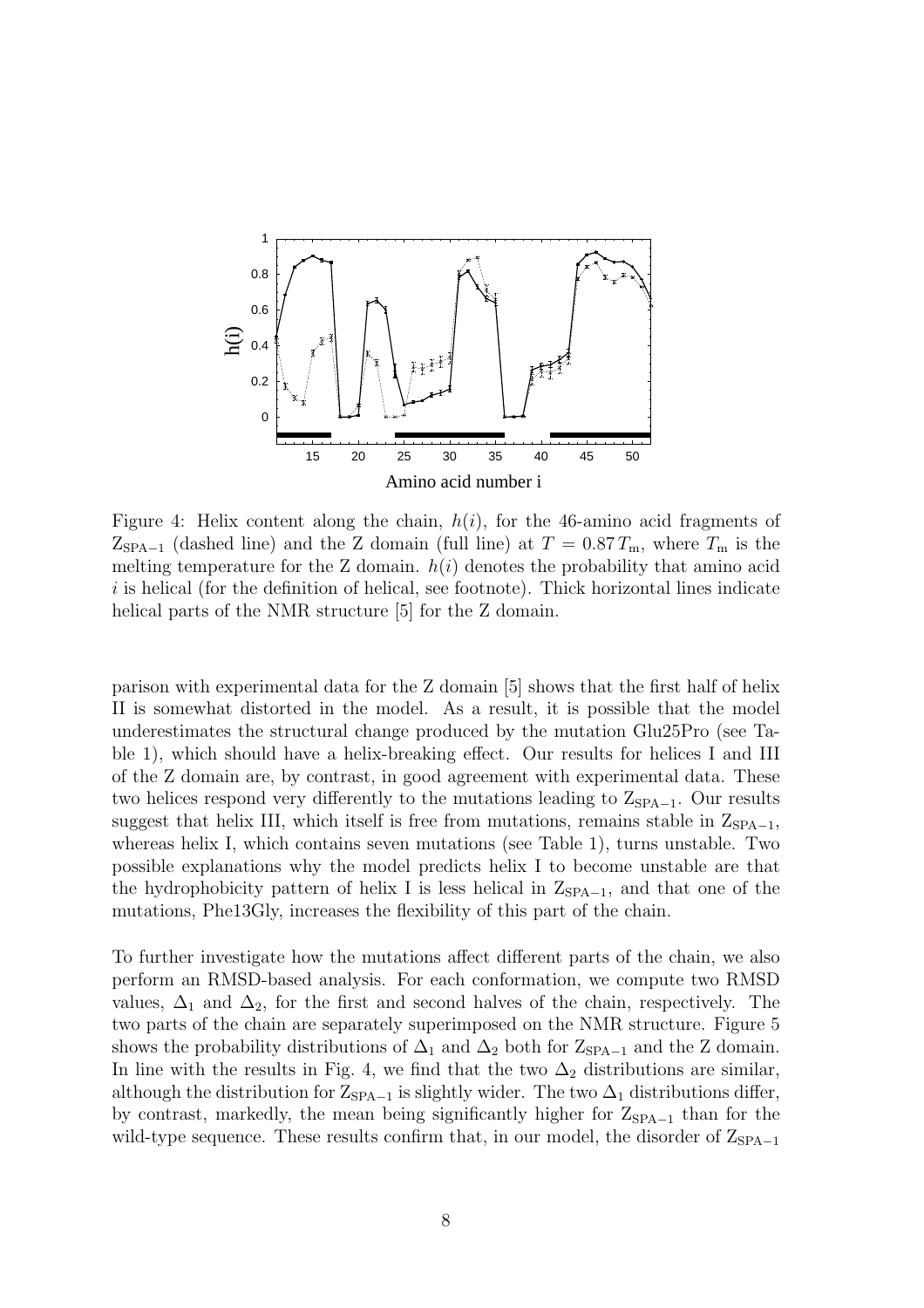Figure 4: Helix content along the chain, $h(i)$, for the 46-amino acid fragments of $Z_{SPA-1}$ (dashed line) and the Z domain (full line) at $T = 0.87\,T_m$, where $T_m$ is the melting temperature for the Z domain. $h(i)$ denotes the probability that amino acid $i$ is helical (for the definition of helical, see footnote). Thick horizontal lines indicate helical parts of the NMR structure [5] for the Z domain.

parison with experimental data for the Z domain [5] shows that the first half of helix II is somewhat distorted in the model. As a result, it is possible that the model underestimates the structural change produced by the mutation Glu25Pro (see Table 1), which should have a helix-breaking effect. Our results for helices I and III of the Z domain are, by contrast, in good agreement with experimental data. These two helices respond very differently to the mutations leading to $Z_{SPA-1}$. Our results suggest that helix III, which itself is free from mutations, remains stable in $Z_{SPA-1}$, whereas helix I, which contains seven mutations (see Table 1), turns unstable. Two possible explanations why the model predicts helix I to become unstable are that the hydrophobicity pattern of helix I is less helical in $Z_{SPA-1}$, and that one of the mutations, Phe13Gly, increases the flexibility of this part of the chain.

To further investigate how the mutations affect different parts of the chain, we also perform an RMSD-based analysis. For each conformation, we compute two RMSD values, $\Delta_1$ and $\Delta_2$, for the first and second halves of the chain, respectively. The two parts of the chain are separately superimposed on the NMR structure. Figure 5 shows the probability distributions of $\Delta_1$ and $\Delta_2$ both for $Z_{SPA-1}$ and the Z domain. In line with the results in Fig. 4, we find that the two $\Delta_2$ distributions are similar, although the distribution for $Z_{SPA-1}$ is slightly wider. The two $\Delta_1$ distributions differ, by contrast, markedly, the mean being significantly higher for $Z_{SPA-1}$ than for the wild-type sequence. These results confirm that, in our model, the disorder of $Z_{SPA-1}$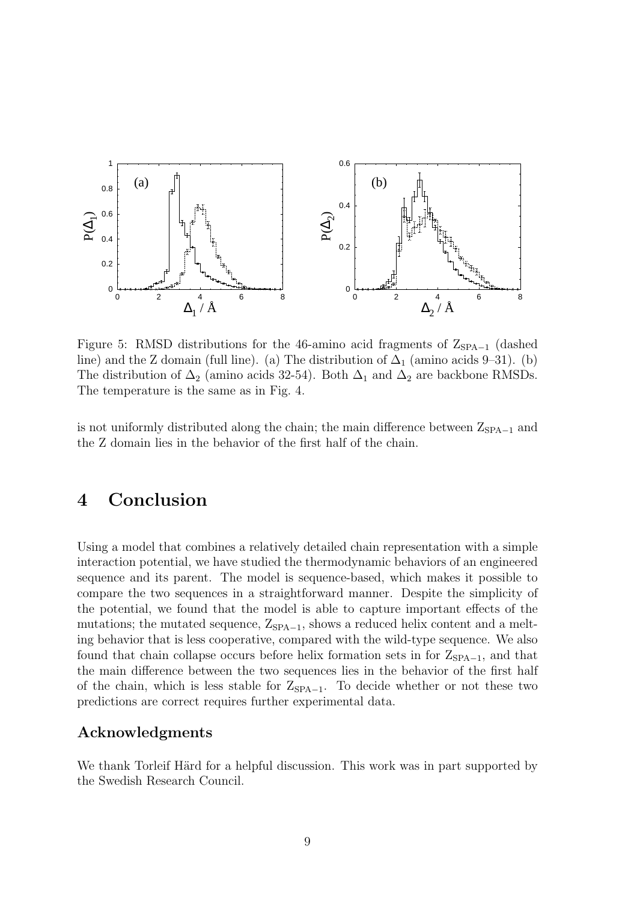Figure 5: RMSD distributions for the 46-amino acid fragments of $Z_{SPA-1}$ (dashed line) and the Z domain (full line). (a) The distribution of $\Delta_1$ (amino acids 9–31). (b) The distribution of $\Delta_2$ (amino acids 32-54). Both $\Delta_1$ and $\Delta_2$ are backbone RMSDs. The temperature is the same as in Fig. 4.

is not uniformly distributed along the chain; the main difference between $Z_{SPA-1}$ and the Z domain lies in the behavior of the first half of the chain.

# 4 Conclusion

Using a model that combines a relatively detailed chain representation with a simple interaction potential, we have studied the thermodynamic behaviors of an engineered sequence and its parent. The model is sequence-based, which makes it possible to compare the two sequences in a straightforward manner. Despite the simplicity of the potential, we found that the model is able to capture important effects of the mutations; the mutated sequence, $Z_{SPA-1}$, shows a reduced helix content and a melting behavior that is less cooperative, compared with the wild-type sequence. We also found that chain collapse occurs before helix formation sets in for $Z_{SPA-1}$, and that the main difference between the two sequences lies in the behavior of the first half of the chain, which is less stable for $Z_{SPA-1}$. To decide whether or not these two predictions are correct requires further experimental data.

## Acknowledgments

We thank Torleif Härd for a helpful discussion. This work was in part supported by the Swedish Research Council.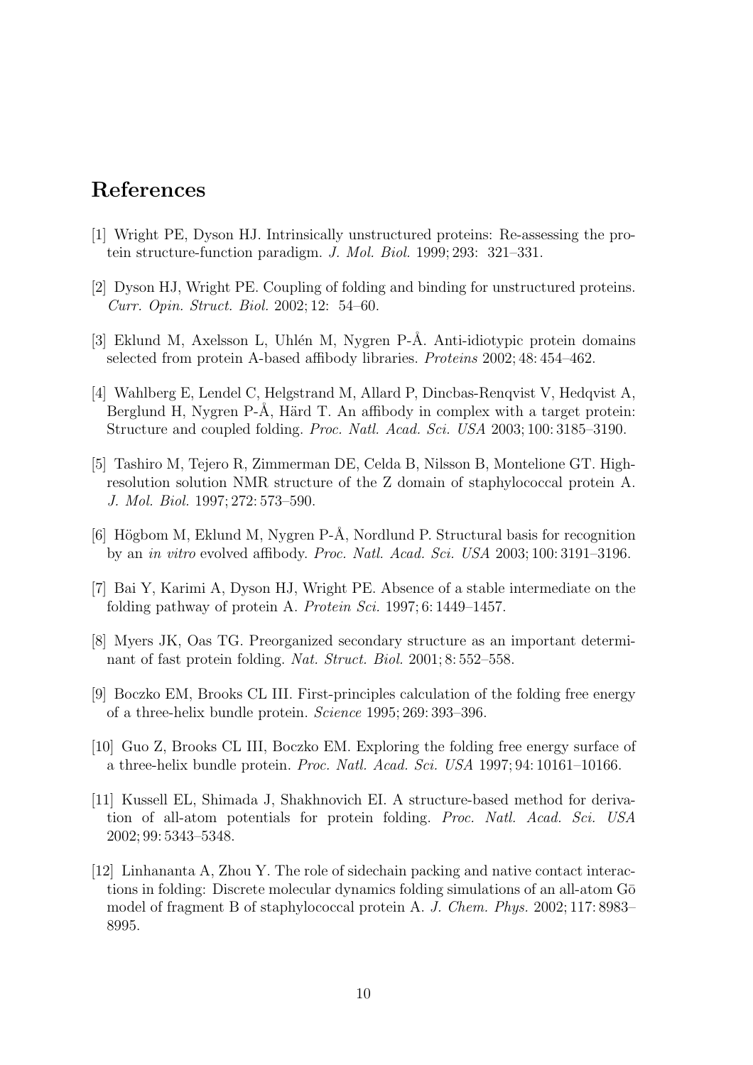## References

[1] Wright PE, Dyson HJ. Intrinsically unstructured proteins: Re-assessing the protein structure-function paradigm. *J. Mol. Biol.* 1999; 293: 321–331.

[2] Dyson HJ, Wright PE. Coupling of folding and binding for unstructured proteins. *Curr. Opin. Struct. Biol.* 2002; 12: 54–60.

[3] Eklund M, Axelsson L, Uhlén M, Nygren P-Å. Anti-idiotypic protein domains selected from protein A-based affibody libraries. *Proteins* 2002; 48: 454–462.

[4] Wahlberg E, Lendel C, Helgstrand M, Allard P, Dincbas-Renqvist V, Hedqvist A, Berglund H, Nygren P-Å, Härd T. An affibody in complex with a target protein: Structure and coupled folding. *Proc. Natl. Acad. Sci. USA* 2003; 100: 3185–3190.

[5] Tashiro M, Tejero R, Zimmerman DE, Celda B, Nilsson B, Montelione GT. High-resolution solution NMR structure of the Z domain of staphylococcal protein A. *J. Mol. Biol.* 1997; 272: 573–590.

[6] Högbom M, Eklund M, Nygren P-Å, Nordlund P. Structural basis for recognition by an *in vitro* evolved affibody. *Proc. Natl. Acad. Sci. USA* 2003; 100: 3191–3196.

[7] Bai Y, Karimi A, Dyson HJ, Wright PE. Absence of a stable intermediate on the folding pathway of protein A. *Protein Sci.* 1997; 6: 1449–1457.

[8] Myers JK, Oas TG. Preorganized secondary structure as an important determinant of fast protein folding. *Nat. Struct. Biol.* 2001; 8: 552–558.

[9] Boczko EM, Brooks CL III. First-principles calculation of the folding free energy of a three-helix bundle protein. *Science* 1995; 269: 393–396.

[10] Guo Z, Brooks CL III, Boczko EM. Exploring the folding free energy surface of a three-helix bundle protein. *Proc. Natl. Acad. Sci. USA* 1997; 94: 10161–10166.

[11] Kussell EL, Shimada J, Shakhnovich EI. A structure-based method for derivation of all-atom potentials for protein folding. *Proc. Natl. Acad. Sci. USA* 2002; 99: 5343–5348.

[12] Linhananta A, Zhou Y. The role of sidechain packing and native contact interactions in folding: Discrete molecular dynamics folding simulations of an all-atom Gō model of fragment B of staphylococcal protein A. *J. Chem. Phys.* 2002; 117: 8983–8995.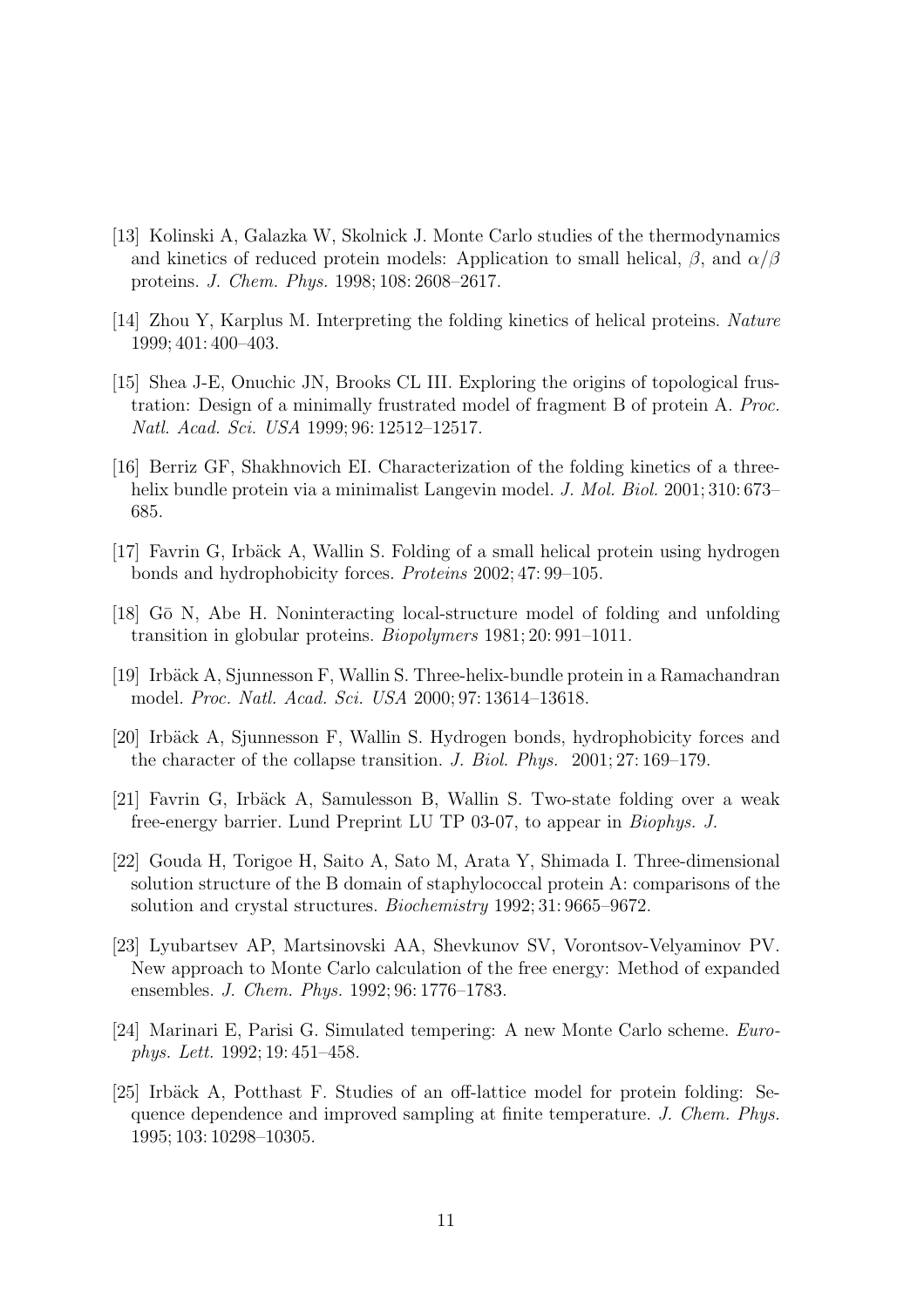[13] Kolinski A, Galazka W, Skolnick J. Monte Carlo studies of the thermodynamics and kinetics of reduced protein models: Application to small helical, $\beta$, and $\alpha/\beta$ proteins. *J. Chem. Phys.* 1998; 108: 2608–2617.

[14] Zhou Y, Karplus M. Interpreting the folding kinetics of helical proteins. *Nature* 1999; 401: 400–403.

[15] Shea J-E, Onuchic JN, Brooks CL III. Exploring the origins of topological frustration: Design of a minimally frustrated model of fragment B of protein A. *Proc. Natl. Acad. Sci. USA* 1999; 96: 12512–12517.

[16] Berriz GF, Shakhnovich EI. Characterization of the folding kinetics of a three-helix bundle protein via a minimalist Langevin model. *J. Mol. Biol.* 2001; 310: 673–685.

[17] Favrin G, Irbäck A, Wallin S. Folding of a small helical protein using hydrogen bonds and hydrophobicity forces. *Proteins* 2002; 47: 99–105.

[18] Gō N, Abe H. Noninteracting local-structure model of folding and unfolding transition in globular proteins. *Biopolymers* 1981; 20: 991–1011.

[19] Irbäck A, Sjunnesson F, Wallin S. Three-helix-bundle protein in a Ramachandran model. *Proc. Natl. Acad. Sci. USA* 2000; 97: 13614–13618.

[20] Irbäck A, Sjunnesson F, Wallin S. Hydrogen bonds, hydrophobicity forces and the character of the collapse transition. *J. Biol. Phys.* 2001; 27: 169–179.

[21] Favrin G, Irbäck A, Samulesson B, Wallin S. Two-state folding over a weak free-energy barrier. Lund Preprint LU TP 03-07, to appear in *Biophys. J.*

[22] Gouda H, Torigoe H, Saito A, Sato M, Arata Y, Shimada I. Three-dimensional solution structure of the B domain of staphylococcal protein A: comparisons of the solution and crystal structures. *Biochemistry* 1992; 31: 9665–9672.

[23] Lyubartsev AP, Martsinovski AA, Shevkunov SV, Vorontsov-Velyaminov PV. New approach to Monte Carlo calculation of the free energy: Method of expanded ensembles. *J. Chem. Phys.* 1992; 96: 1776–1783.

[24] Marinari E, Parisi G. Simulated tempering: A new Monte Carlo scheme. *Europhys. Lett.* 1992; 19: 451–458.

[25] Irbäck A, Potthast F. Studies of an off-lattice model for protein folding: Sequence dependence and improved sampling at finite temperature. *J. Chem. Phys.* 1995; 103: 10298–10305.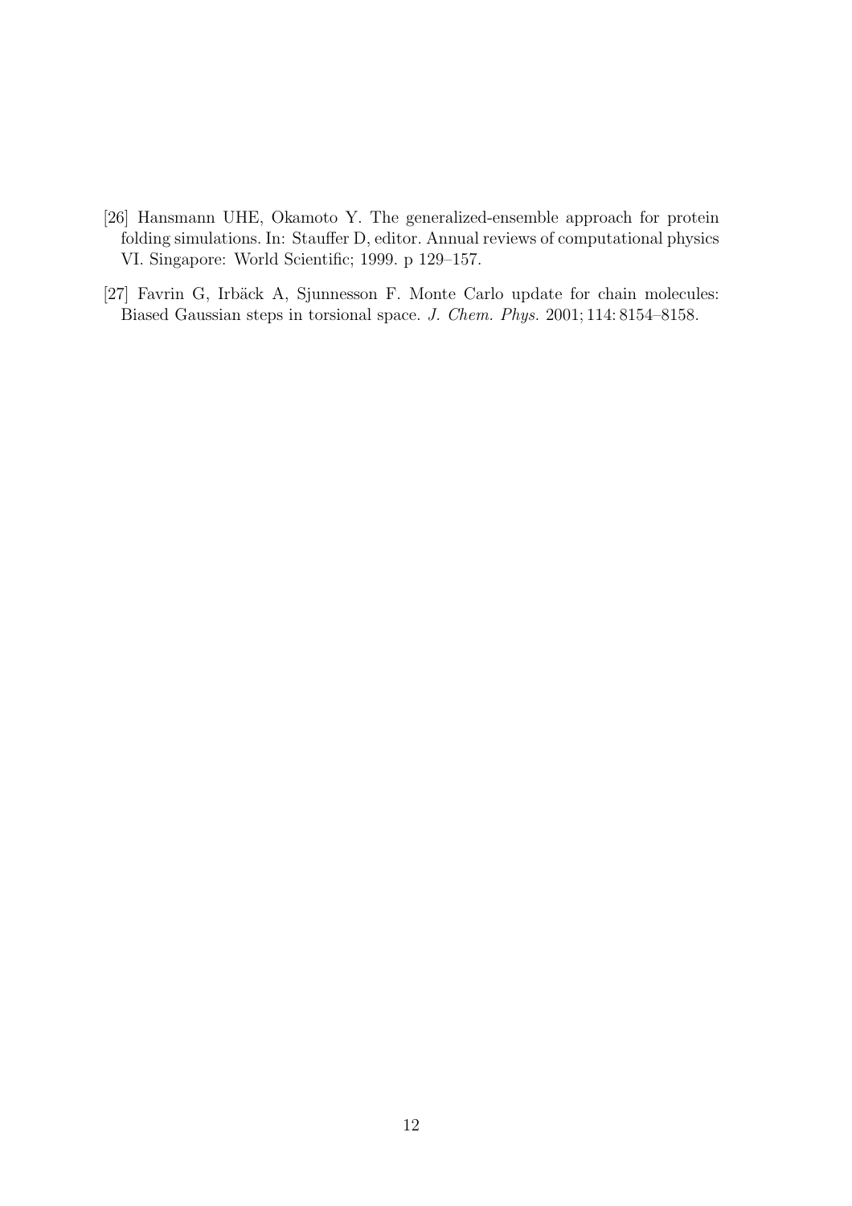[26] Hansmann UHE, Okamoto Y. The generalized-ensemble approach for protein folding simulations. In: Stauffer D, editor. Annual reviews of computational physics VI. Singapore: World Scientific; 1999. p 129–157.

[27] Favrin G, Irbäck A, Sjunnesson F. Monte Carlo update for chain molecules: Biased Gaussian steps in torsional space. *J. Chem. Phys.* 2001; 114: 8154–8158.